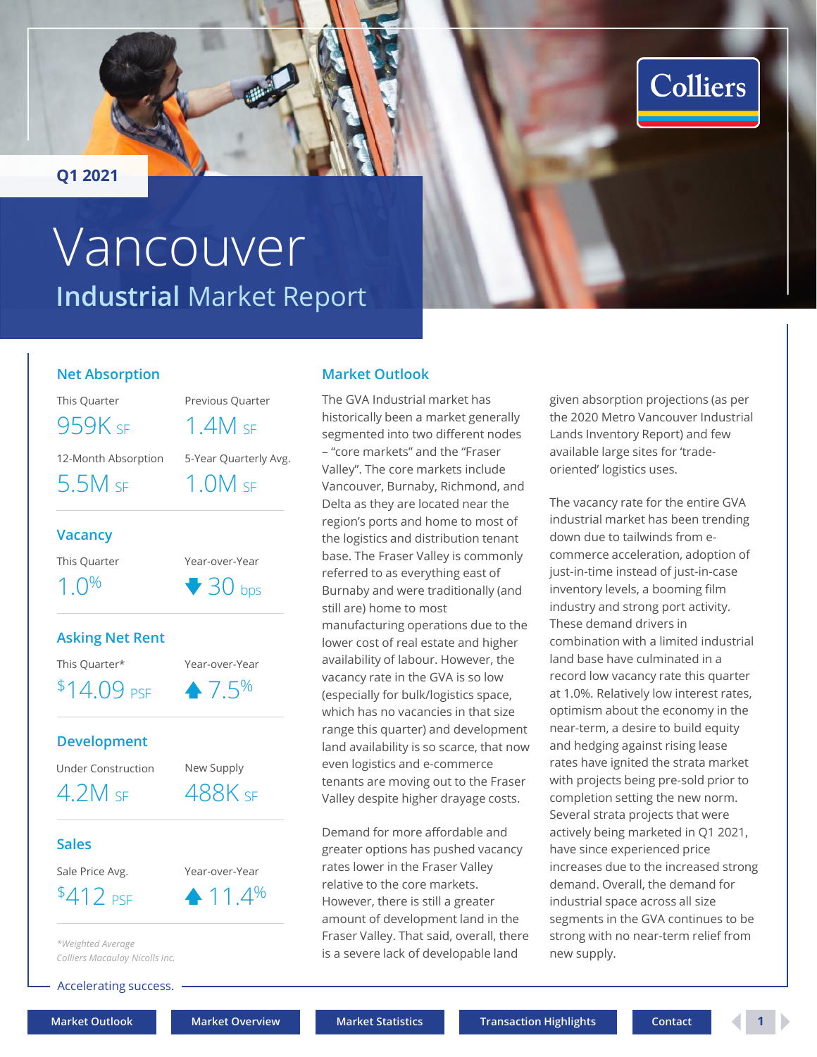Q1 2021

# Vancouver

## Industrial Market Report

### Net Absorption

| This Quarter | Previous Quarter |
|---|---|
| 959K SF | 1.4M SF |

| 12-Month Absorption | 5-Year Quarterly Avg. |
|---|---|
| 5.5M SF | 1.0M SF |

### Vacancy

| This Quarter | Year-over-Year |
|---|---|
| 1.0% | ▼ 30 bps |

### Asking Net Rent

| This Quarter* | Year-over-Year |
|---|---|
| $14.09 PSF | ▲ 7.5% |

### Development

| Under Construction | New Supply |
|---|---|
| 4.2M SF | 488K SF |

### Sales

| Sale Price Avg. | Year-over-Year |
|---|---|
| $412 PSF | ▲ 11.4% |

*\*Weighted Average*

*Colliers Macaulay Nicolls Inc.*

Accelerating success.

## Market Outlook

The GVA Industrial market has historically been a market generally segmented into two different nodes – "core markets" and the "Fraser Valley". The core markets include Vancouver, Burnaby, Richmond, and Delta as they are located near the region's ports and home to most of the logistics and distribution tenant base. The Fraser Valley is commonly referred to as everything east of Burnaby and were traditionally (and still are) home to most manufacturing operations due to the lower cost of real estate and higher availability of labour. However, the vacancy rate in the GVA is so low (especially for bulk/logistics space, which has no vacancies in that size range this quarter) and development land availability is so scarce, that now even logistics and e-commerce tenants are moving out to the Fraser Valley despite higher drayage costs.

Demand for more affordable and greater options has pushed vacancy rates lower in the Fraser Valley relative to the core markets. However, there is still a greater amount of development land in the Fraser Valley. That said, overall, there is a severe lack of developable land given absorption projections (as per the 2020 Metro Vancouver Industrial Lands Inventory Report) and few available large sites for 'trade-oriented' logistics uses.

The vacancy rate for the entire GVA industrial market has been trending down due to tailwinds from e-commerce acceleration, adoption of just-in-time instead of just-in-case inventory levels, a booming film industry and strong port activity. These demand drivers in combination with a limited industrial land base have culminated in a record low vacancy rate this quarter at 1.0%. Relatively low interest rates, optimism about the economy in the near-term, a desire to build equity and hedging against rising lease rates have ignited the strata market with projects being pre-sold prior to completion setting the new norm. Several strata projects that were actively being marketed in Q1 2021, have since experienced price increases due to the increased strong demand. Overall, the demand for industrial space across all size segments in the GVA continues to be strong with no near-term relief from new supply.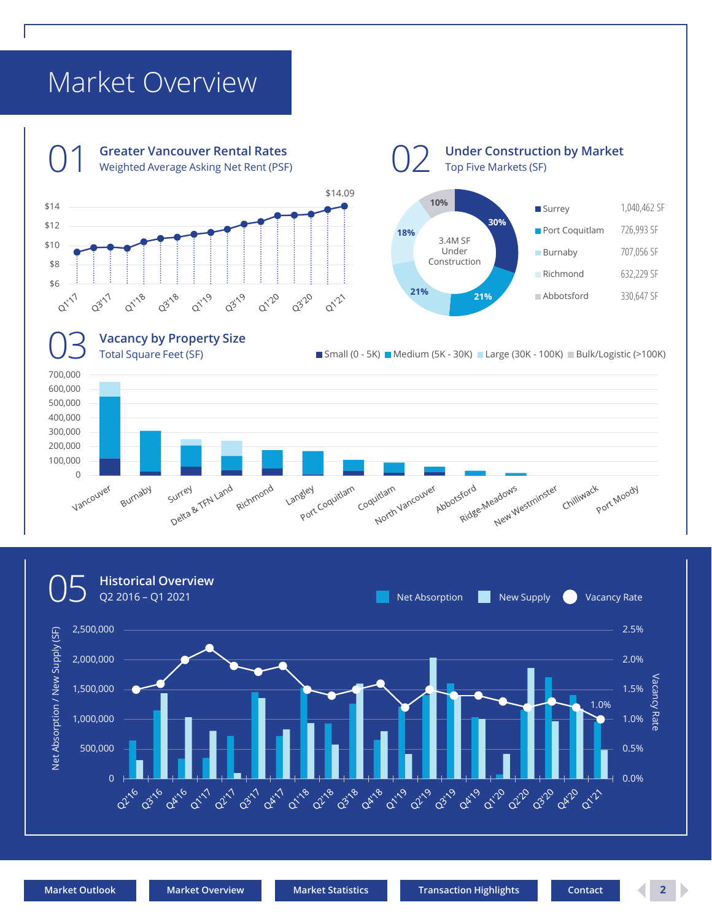# Market Overview

## 01 Greater Vancouver Rental Rates

Weighted Average Asking Net Rent (PSF)

$14.09

## 02 Under Construction by Market

Top Five Markets (SF)

3.4M SF Under Construction

| Market | SF | Share |
|---|---|---|
| Surrey | 1,040,462 SF | 30% |
| Port Coquitlam | 726,993 SF | 21% |
| Burnaby | 707,056 SF | 21% |
| Richmond | 632,229 SF | 18% |
| Abbotsford | 330,647 SF | 10% |

## 03 Vacancy by Property Size

Total Square Feet (SF)

Small (0 - 5K) | Medium (5K - 30K) | Large (30K - 100K) | Bulk/Logistic (>100K)

## 05 Historical Overview

Q2 2016 – Q1 2021

Net Absorption | New Supply | Vacancy Rate

1.0%

Market Outlook | Market Overview | Market Statistics | Transaction Highlights | Contact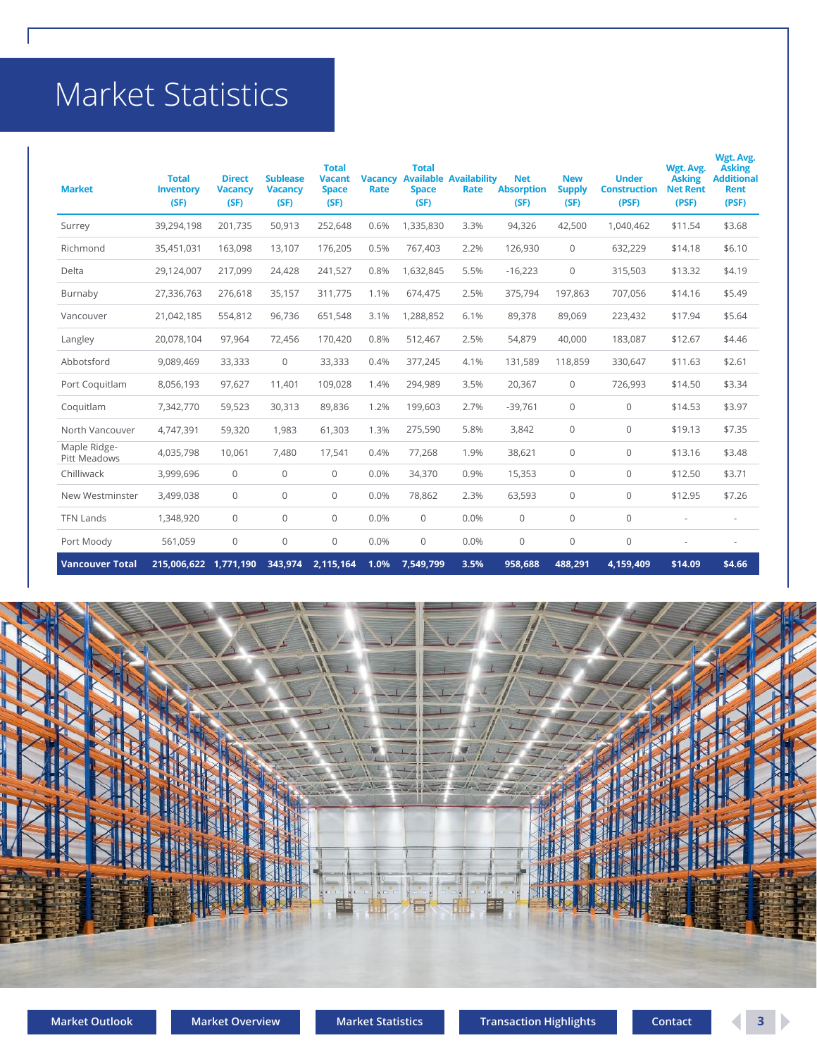# Market Statistics

| Market | Total Inventory (SF) | Direct Vacancy (SF) | Sublease Vacancy (SF) | Total Vacant Space (SF) | Vacancy Rate | Total Available Space (SF) | Availability Rate | Net Absorption (SF) | New Supply (SF) | Under Construction (PSF) | Wgt. Avg. Asking Net Rent (PSF) | Wgt. Avg. Asking Additional Rent (PSF) |
|---|---|---|---|---|---|---|---|---|---|---|---|---|
| Surrey | 39,294,198 | 201,735 | 50,913 | 252,648 | 0.6% | 1,335,830 | 3.3% | 94,326 | 42,500 | 1,040,462 | $11.54 | $3.68 |
| Richmond | 35,451,031 | 163,098 | 13,107 | 176,205 | 0.5% | 767,403 | 2.2% | 126,930 | 0 | 632,229 | $14.18 | $6.10 |
| Delta | 29,124,007 | 217,099 | 24,428 | 241,527 | 0.8% | 1,632,845 | 5.5% | -16,223 | 0 | 315,503 | $13.32 | $4.19 |
| Burnaby | 27,336,763 | 276,618 | 35,157 | 311,775 | 1.1% | 674,475 | 2.5% | 375,794 | 197,863 | 707,056 | $14.16 | $5.49 |
| Vancouver | 21,042,185 | 554,812 | 96,736 | 651,548 | 3.1% | 1,288,852 | 6.1% | 89,378 | 89,069 | 223,432 | $17.94 | $5.64 |
| Langley | 20,078,104 | 97,964 | 72,456 | 170,420 | 0.8% | 512,467 | 2.5% | 54,879 | 40,000 | 183,087 | $12.67 | $4.46 |
| Abbotsford | 9,089,469 | 33,333 | 0 | 33,333 | 0.4% | 377,245 | 4.1% | 131,589 | 118,859 | 330,647 | $11.63 | $2.61 |
| Port Coquitlam | 8,056,193 | 97,627 | 11,401 | 109,028 | 1.4% | 294,989 | 3.5% | 20,367 | 0 | 726,993 | $14.50 | $3.34 |
| Coquitlam | 7,342,770 | 59,523 | 30,313 | 89,836 | 1.2% | 199,603 | 2.7% | -39,761 | 0 | 0 | $14.53 | $3.97 |
| North Vancouver | 4,747,391 | 59,320 | 1,983 | 61,303 | 1.3% | 275,590 | 5.8% | 3,842 | 0 | 0 | $19.13 | $7.35 |
| Maple Ridge-Pitt Meadows | 4,035,798 | 10,061 | 7,480 | 17,541 | 0.4% | 77,268 | 1.9% | 38,621 | 0 | 0 | $13.16 | $3.48 |
| Chilliwack | 3,999,696 | 0 | 0 | 0 | 0.0% | 34,370 | 0.9% | 15,353 | 0 | 0 | $12.50 | $3.71 |
| New Westminster | 3,499,038 | 0 | 0 | 0 | 0.0% | 78,862 | 2.3% | 63,593 | 0 | 0 | $12.95 | $7.26 |
| TFN Lands | 1,348,920 | 0 | 0 | 0 | 0.0% | 0 | 0.0% | 0 | 0 | 0 | - | - |
| Port Moody | 561,059 | 0 | 0 | 0 | 0.0% | 0 | 0.0% | 0 | 0 | 0 | - | - |
| **Vancouver Total** | **215,006,622** | **1,771,190** | **343,974** | **2,115,164** | **1.0%** | **7,549,799** | **3.5%** | **958,688** | **488,291** | **4,159,409** | **$14.09** | **$4.66** |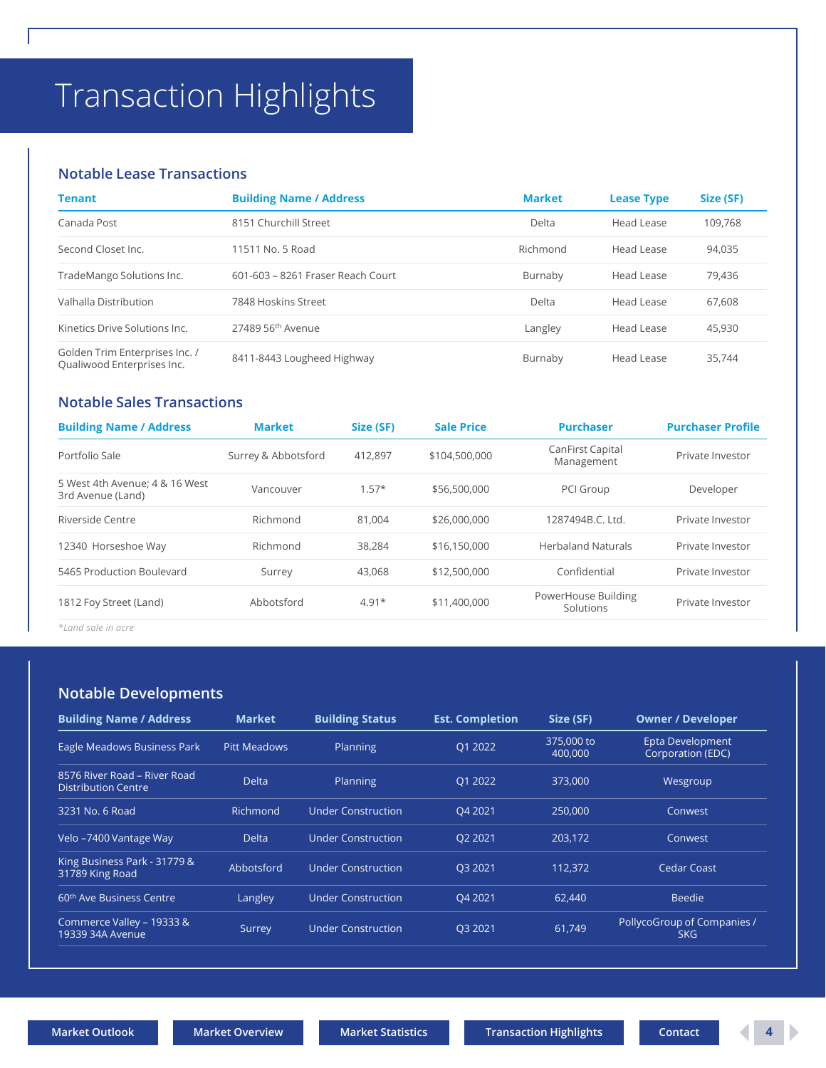# Transaction Highlights

## Notable Lease Transactions

| Tenant | Building Name / Address | Market | Lease Type | Size (SF) |
|---|---|---|---|---|
| Canada Post | 8151 Churchill Street | Delta | Head Lease | 109,768 |
| Second Closet Inc. | 11511 No. 5 Road | Richmond | Head Lease | 94,035 |
| TradeMango Solutions Inc. | 601-603 – 8261 Fraser Reach Court | Burnaby | Head Lease | 79,436 |
| Valhalla Distribution | 7848 Hoskins Street | Delta | Head Lease | 67,608 |
| Kinetics Drive Solutions Inc. | 27489 56th Avenue | Langley | Head Lease | 45,930 |
| Golden Trim Enterprises Inc. / Qualiwood Enterprises Inc. | 8411-8443 Lougheed Highway | Burnaby | Head Lease | 35,744 |

## Notable Sales Transactions

| Building Name / Address | Market | Size (SF) | Sale Price | Purchaser | Purchaser Profile |
|---|---|---|---|---|---|
| Portfolio Sale | Surrey & Abbotsford | 412,897 | $104,500,000 | CanFirst Capital Management | Private Investor |
| 5 West 4th Avenue; 4 & 16 West 3rd Avenue (Land) | Vancouver | 1.57* | $56,500,000 | PCI Group | Developer |
| Riverside Centre | Richmond | 81,004 | $26,000,000 | 1287494B.C. Ltd. | Private Investor |
| 12340 Horseshoe Way | Richmond | 38,284 | $16,150,000 | Herbaland Naturals | Private Investor |
| 5465 Production Boulevard | Surrey | 43,068 | $12,500,000 | Confidential | Private Investor |
| 1812 Foy Street (Land) | Abbotsford | 4.91* | $11,400,000 | PowerHouse Building Solutions | Private Investor |

*Land sale in acre*

## Notable Developments

| Building Name / Address | Market | Building Status | Est. Completion | Size (SF) | Owner / Developer |
|---|---|---|---|---|---|
| Eagle Meadows Business Park | Pitt Meadows | Planning | Q1 2022 | 375,000 to 400,000 | Epta Development Corporation (EDC) |
| 8576 River Road – River Road Distribution Centre | Delta | Planning | Q1 2022 | 373,000 | Wesgroup |
| 3231 No. 6 Road | Richmond | Under Construction | Q4 2021 | 250,000 | Conwest |
| Velo –7400 Vantage Way | Delta | Under Construction | Q2 2021 | 203,172 | Conwest |
| King Business Park - 31779 & 31789 King Road | Abbotsford | Under Construction | Q3 2021 | 112,372 | Cedar Coast |
| 60th Ave Business Centre | Langley | Under Construction | Q4 2021 | 62,440 | Beedie |
| Commerce Valley – 19333 & 19339 34A Avenue | Surrey | Under Construction | Q3 2021 | 61,749 | PollycoGroup of Companies / SKG |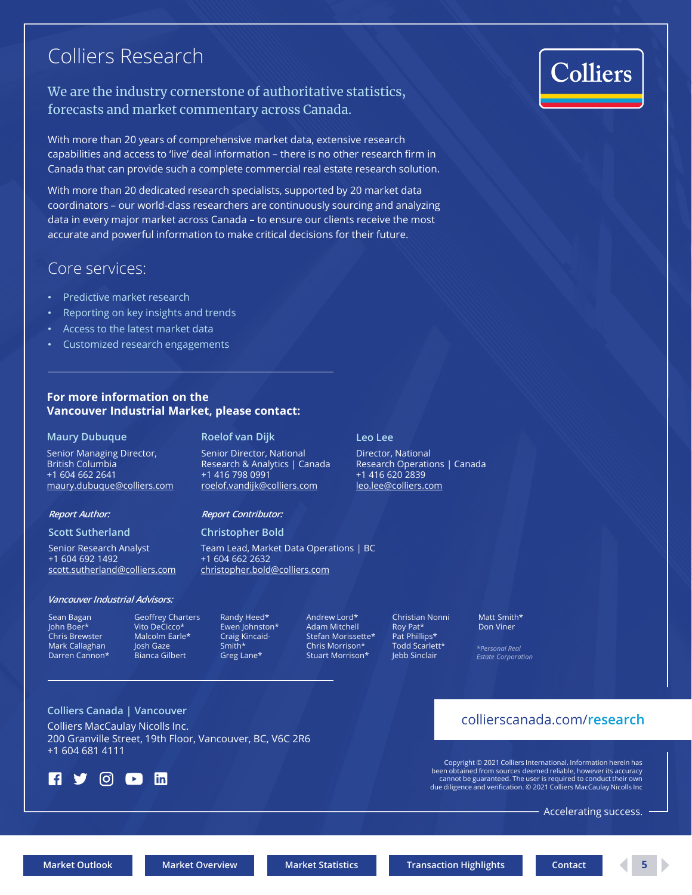# Colliers Research

## We are the industry cornerstone of authoritative statistics, forecasts and market commentary across Canada.

With more than 20 years of comprehensive market data, extensive research capabilities and access to 'live' deal information – there is no other research firm in Canada that can provide such a complete commercial real estate research solution.

With more than 20 dedicated research specialists, supported by 20 market data coordinators – our world-class researchers are continuously sourcing and analyzing data in every major market across Canada – to ensure our clients receive the most accurate and powerful information to make critical decisions for their future.

## Core services:

- Predictive market research
- Reporting on key insights and trends
- Access to the latest market data
- Customized research engagements

**For more information on the Vancouver Industrial Market, please contact:**

**Maury Dubuque**
Senior Managing Director, British Columbia
+1 604 662 2641
maury.dubuque@colliers.com

**Roelof van Dijk**
Senior Director, National Research & Analytics | Canada
+1 416 798 0991
roelof.vandijk@colliers.com

**Leo Lee**
Director, National Research Operations | Canada
+1 416 620 2839
leo.lee@colliers.com

*Report Author:*

**Scott Sutherland**
Senior Research Analyst
+1 604 692 1492
scott.sutherland@colliers.com

*Report Contributor:*

**Christopher Bold**
Team Lead, Market Data Operations | BC
+1 604 662 2632
christopher.bold@colliers.com

*Vancouver Industrial Advisors:*

Sean Bagan
John Boer*
Chris Brewster
Mark Callaghan
Darren Cannon*
Geoffrey Charters
Vito DeCicco*
Malcolm Earle*
Josh Gaze
Bianca Gilbert
Randy Heed*
Ewen Johnston*
Craig Kincaid-Smith*
Greg Lane*
Andrew Lord*
Adam Mitchell
Stefan Morissette*
Chris Morrison*
Stuart Morrison*
Christian Nonni
Roy Pat*
Pat Phillips*
Todd Scarlett*
Jebb Sinclair
Matt Smith*
Don Viner

*\*Personal Real Estate Corporation*

**Colliers Canada | Vancouver**
Colliers MacCaulay Nicolls Inc.
200 Granville Street, 19th Floor, Vancouver, BC, V6C 2R6
+1 604 681 4111

collierscanada.com/research

Copyright © 2021 Colliers International. Information herein has been obtained from sources deemed reliable, however its accuracy cannot be guaranteed. The user is required to conduct their own due diligence and verification. © 2021 Colliers MacCaulay Nicolls Inc

Accelerating success.